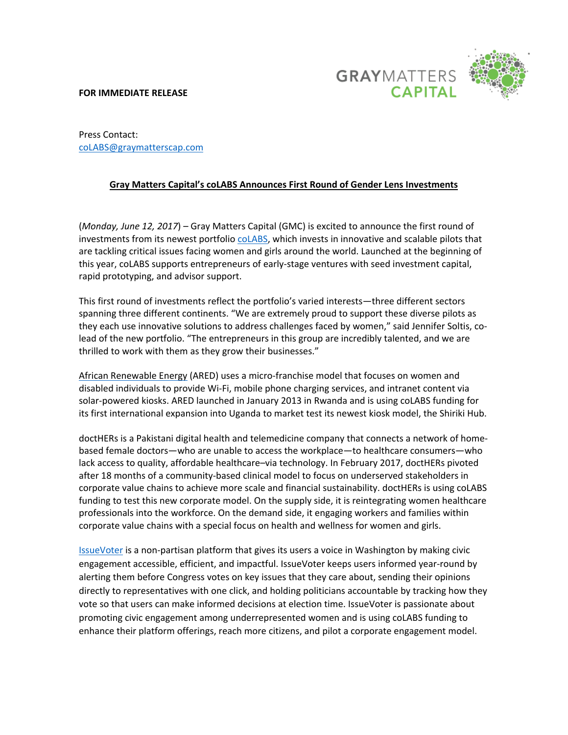GRAYMATTERS CAPITAL

**FOR IMMEDIATE RELEASE**

Press Contact:
coLABS@graymatterscap.com

## Gray Matters Capital's coLABS Announces First Round of Gender Lens Investments

(*Monday, June 12, 2017*) – Gray Matters Capital (GMC) is excited to announce the first round of investments from its newest portfolio coLABS, which invests in innovative and scalable pilots that are tackling critical issues facing women and girls around the world. Launched at the beginning of this year, coLABS supports entrepreneurs of early-stage ventures with seed investment capital, rapid prototyping, and advisor support.

This first round of investments reflect the portfolio's varied interests—three different sectors spanning three different continents. "We are extremely proud to support these diverse pilots as they each use innovative solutions to address challenges faced by women," said Jennifer Soltis, co-lead of the new portfolio. "The entrepreneurs in this group are incredibly talented, and we are thrilled to work with them as they grow their businesses."

African Renewable Energy (ARED) uses a micro-franchise model that focuses on women and disabled individuals to provide Wi-Fi, mobile phone charging services, and intranet content via solar-powered kiosks. ARED launched in January 2013 in Rwanda and is using coLABS funding for its first international expansion into Uganda to market test its newest kiosk model, the Shiriki Hub.

doctHERs is a Pakistani digital health and telemedicine company that connects a network of home-based female doctors—who are unable to access the workplace—to healthcare consumers—who lack access to quality, affordable healthcare–via technology. In February 2017, doctHERs pivoted after 18 months of a community-based clinical model to focus on underserved stakeholders in corporate value chains to achieve more scale and financial sustainability. doctHERs is using coLABS funding to test this new corporate model. On the supply side, it is reintegrating women healthcare professionals into the workforce. On the demand side, it engaging workers and families within corporate value chains with a special focus on health and wellness for women and girls.

IssueVoter is a non-partisan platform that gives its users a voice in Washington by making civic engagement accessible, efficient, and impactful. IssueVoter keeps users informed year-round by alerting them before Congress votes on key issues that they care about, sending their opinions directly to representatives with one click, and holding politicians accountable by tracking how they vote so that users can make informed decisions at election time. IssueVoter is passionate about promoting civic engagement among underrepresented women and is using coLABS funding to enhance their platform offerings, reach more citizens, and pilot a corporate engagement model.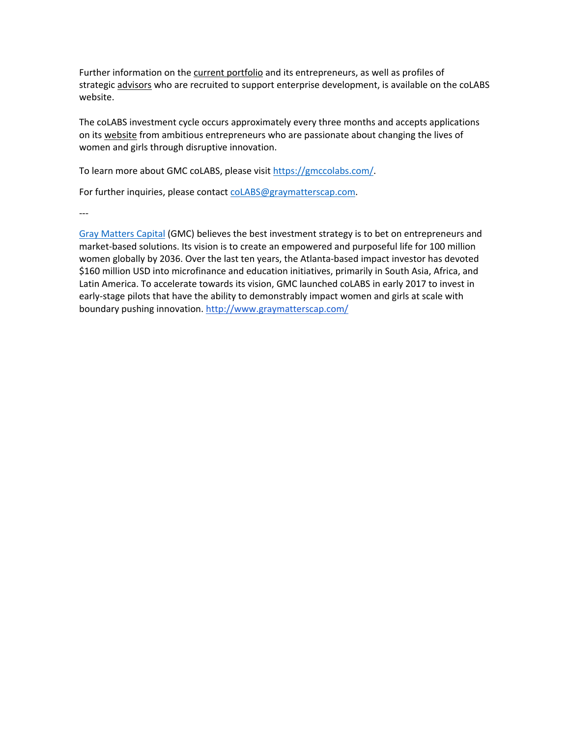Further information on the current portfolio and its entrepreneurs, as well as profiles of strategic advisors who are recruited to support enterprise development, is available on the coLABS website.

The coLABS investment cycle occurs approximately every three months and accepts applications on its website from ambitious entrepreneurs who are passionate about changing the lives of women and girls through disruptive innovation.

To learn more about GMC coLABS, please visit https://gmccolabs.com/.

For further inquiries, please contact coLABS@graymatterscap.com.

---

Gray Matters Capital (GMC) believes the best investment strategy is to bet on entrepreneurs and market-based solutions. Its vision is to create an empowered and purposeful life for 100 million women globally by 2036. Over the last ten years, the Atlanta-based impact investor has devoted $160 million USD into microfinance and education initiatives, primarily in South Asia, Africa, and Latin America. To accelerate towards its vision, GMC launched coLABS in early 2017 to invest in early-stage pilots that have the ability to demonstrably impact women and girls at scale with boundary pushing innovation. http://www.graymatterscap.com/